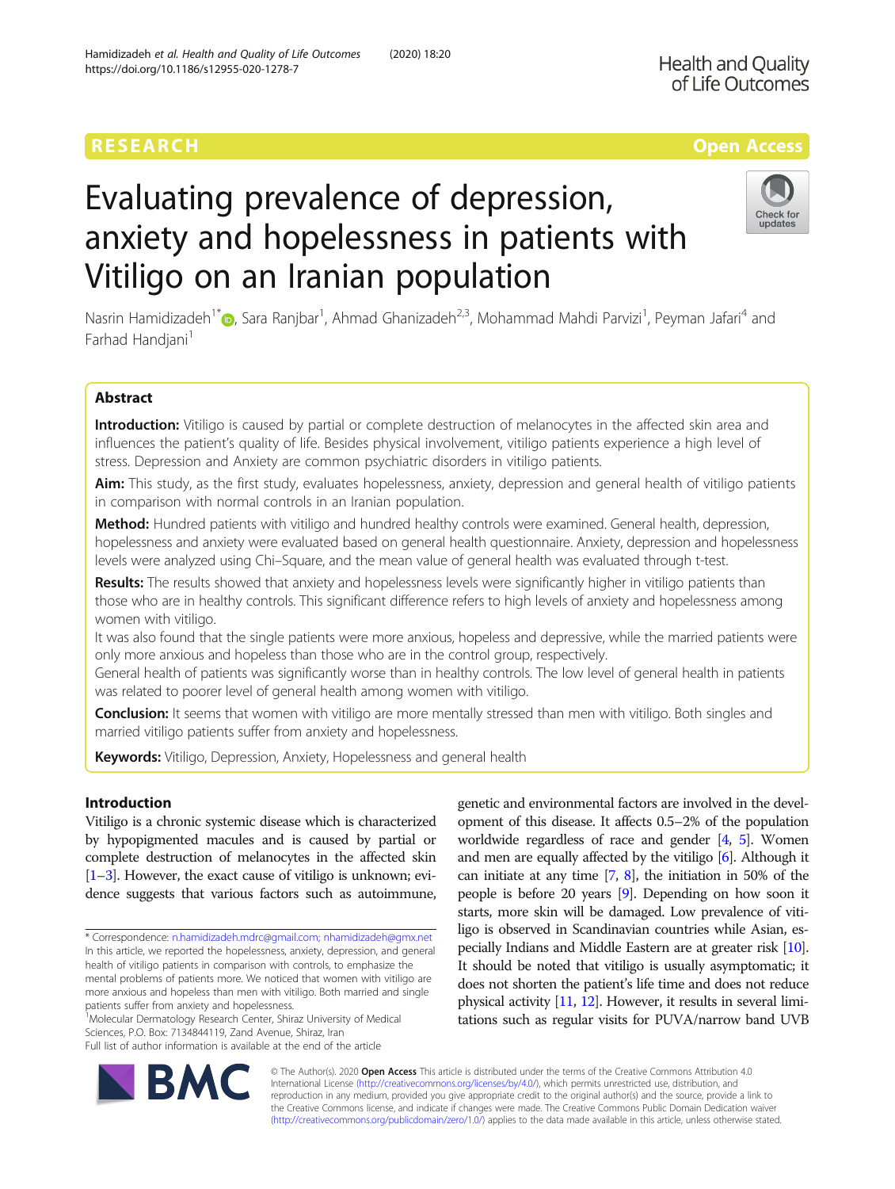RESEARCH

Open Access

# Evaluating prevalence of depression, anxiety and hopelessness in patients with Vitiligo on an Iranian population

Nasrin Hamidizadeh[1*], Sara Ranjbar[1], Ahmad Ghanizadeh[2,3], Mohammad Mahdi Parvizi[1], Peyman Jafari[4] and Farhad Handjani[1]

## Abstract

**Introduction:** Vitiligo is caused by partial or complete destruction of melanocytes in the affected skin area and influences the patient's quality of life. Besides physical involvement, vitiligo patients experience a high level of stress. Depression and Anxiety are common psychiatric disorders in vitiligo patients.

**Aim:** This study, as the first study, evaluates hopelessness, anxiety, depression and general health of vitiligo patients in comparison with normal controls in an Iranian population.

**Method:** Hundred patients with vitiligo and hundred healthy controls were examined. General health, depression, hopelessness and anxiety were evaluated based on general health questionnaire. Anxiety, depression and hopelessness levels were analyzed using Chi–Square, and the mean value of general health was evaluated through t-test.

**Results:** The results showed that anxiety and hopelessness levels were significantly higher in vitiligo patients than those who are in healthy controls. This significant difference refers to high levels of anxiety and hopelessness among women with vitiligo.

It was also found that the single patients were more anxious, hopeless and depressive, while the married patients were only more anxious and hopeless than those who are in the control group, respectively.

General health of patients was significantly worse than in healthy controls. The low level of general health in patients was related to poorer level of general health among women with vitiligo.

**Conclusion:** It seems that women with vitiligo are more mentally stressed than men with vitiligo. Both singles and married vitiligo patients suffer from anxiety and hopelessness.

**Keywords:** Vitiligo, Depression, Anxiety, Hopelessness and general health

## Introduction

Vitiligo is a chronic systemic disease which is characterized by hypopigmented macules and is caused by partial or complete destruction of melanocytes in the affected skin [1–3]. However, the exact cause of vitiligo is unknown; evidence suggests that various factors such as autoimmune, genetic and environmental factors are involved in the development of this disease. It affects 0.5–2% of the population worldwide regardless of race and gender [4, 5]. Women and men are equally affected by the vitiligo [6]. Although it can initiate at any time [7, 8], the initiation in 50% of the people is before 20 years [9]. Depending on how soon it starts, more skin will be damaged. Low prevalence of vitiligo is observed in Scandinavian countries while Asian, especially Indians and Middle Eastern are at greater risk [10]. It should be noted that vitiligo is usually asymptomatic; it does not shorten the patient's life time and does not reduce physical activity [11, 12]. However, it results in several limitations such as regular visits for PUVA/narrow band UVB

\* Correspondence: n.hamidizadeh.mdrc@gmail.com; nhamidizadeh@gmx.net
In this article, we reported the hopelessness, anxiety, depression, and general health of vitiligo patients in comparison with controls, to emphasize the mental problems of patients more. We noticed that women with vitiligo are more anxious and hopeless than men with vitiligo. Both married and single patients suffer from anxiety and hopelessness.
[1]Molecular Dermatology Research Center, Shiraz University of Medical Sciences, P.O. Box: 7134844119, Zand Avenue, Shiraz, Iran
Full list of author information is available at the end of the article

© The Author(s). 2020 **Open Access** This article is distributed under the terms of the Creative Commons Attribution 4.0 International License (http://creativecommons.org/licenses/by/4.0/), which permits unrestricted use, distribution, and reproduction in any medium, provided you give appropriate credit to the original author(s) and the source, provide a link to the Creative Commons license, and indicate if changes were made. The Creative Commons Public Domain Dedication waiver (http://creativecommons.org/publicdomain/zero/1.0/) applies to the data made available in this article, unless otherwise stated.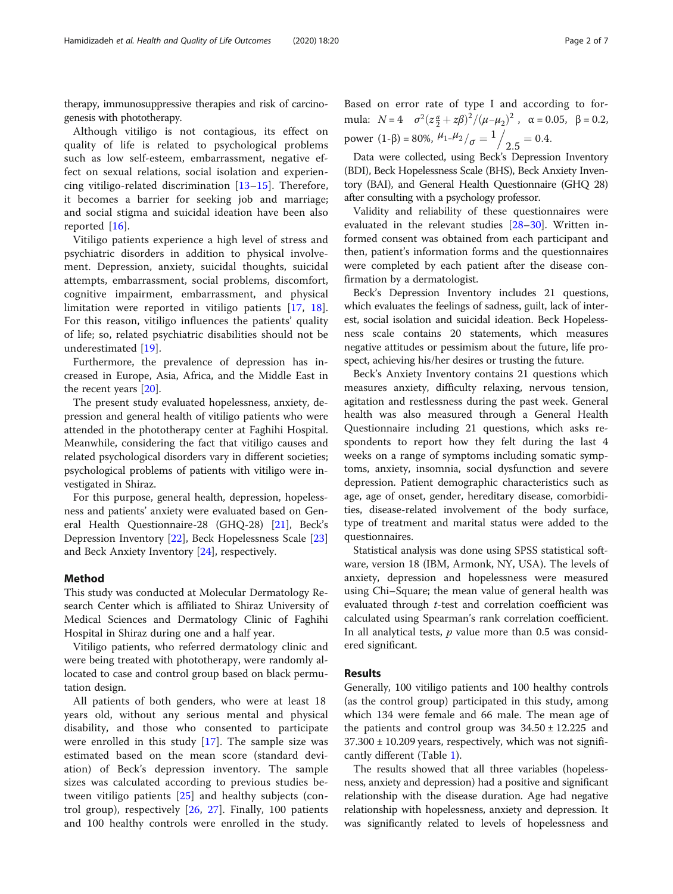therapy, immunosuppressive therapies and risk of carcinogenesis with phototherapy.

Although vitiligo is not contagious, its effect on quality of life is related to psychological problems such as low self-esteem, embarrassment, negative effect on sexual relations, social isolation and experiencing vitiligo-related discrimination [13–15]. Therefore, it becomes a barrier for seeking job and marriage; and social stigma and suicidal ideation have been also reported [16].

Vitiligo patients experience a high level of stress and psychiatric disorders in addition to physical involvement. Depression, anxiety, suicidal thoughts, suicidal attempts, embarrassment, social problems, discomfort, cognitive impairment, embarrassment, and physical limitation were reported in vitiligo patients [17, 18]. For this reason, vitiligo influences the patients' quality of life; so, related psychiatric disabilities should not be underestimated [19].

Furthermore, the prevalence of depression has increased in Europe, Asia, Africa, and the Middle East in the recent years [20].

The present study evaluated hopelessness, anxiety, depression and general health of vitiligo patients who were attended in the phototherapy center at Faghihi Hospital. Meanwhile, considering the fact that vitiligo causes and related psychological disorders vary in different societies; psychological problems of patients with vitiligo were investigated in Shiraz.

For this purpose, general health, depression, hopelessness and patients' anxiety were evaluated based on General Health Questionnaire-28 (GHQ-28) [21], Beck's Depression Inventory [22], Beck Hopelessness Scale [23] and Beck Anxiety Inventory [24], respectively.

## Method

This study was conducted at Molecular Dermatology Research Center which is affiliated to Shiraz University of Medical Sciences and Dermatology Clinic of Faghihi Hospital in Shiraz during one and a half year.

Vitiligo patients, who referred dermatology clinic and were being treated with phototherapy, were randomly allocated to case and control group based on black permutation design.

All patients of both genders, who were at least 18 years old, without any serious mental and physical disability, and those who consented to participate were enrolled in this study [17]. The sample size was estimated based on the mean score (standard deviation) of Beck's depression inventory. The sample sizes was calculated according to previous studies between vitiligo patients [25] and healthy subjects (control group), respectively [26, 27]. Finally, 100 patients and 100 healthy controls were enrolled in the study. Based on error rate of type I and according to formula: $N = 4 \quad \sigma^2(z\frac{\alpha}{2} + z\beta)^2/(\mu - \mu_2)^2$ , $\alpha = 0.05$, $\beta = 0.2$, power $(1\text{-}\beta) = 80\%$, $\mu_1\text{-}\mu_2/_{\sigma} = 1\Big/_{2.5} = 0.4$.

Data were collected, using Beck's Depression Inventory (BDI), Beck Hopelessness Scale (BHS), Beck Anxiety Inventory (BAI), and General Health Questionnaire (GHQ 28) after consulting with a psychology professor.

Validity and reliability of these questionnaires were evaluated in the relevant studies [28–30]. Written informed consent was obtained from each participant and then, patient's information forms and the questionnaires were completed by each patient after the disease confirmation by a dermatologist.

Beck's Depression Inventory includes 21 questions, which evaluates the feelings of sadness, guilt, lack of interest, social isolation and suicidal ideation. Beck Hopelessness scale contains 20 statements, which measures negative attitudes or pessimism about the future, life prospect, achieving his/her desires or trusting the future.

Beck's Anxiety Inventory contains 21 questions which measures anxiety, difficulty relaxing, nervous tension, agitation and restlessness during the past week. General health was also measured through a General Health Questionnaire including 21 questions, which asks respondents to report how they felt during the last 4 weeks on a range of symptoms including somatic symptoms, anxiety, insomnia, social dysfunction and severe depression. Patient demographic characteristics such as age, age of onset, gender, hereditary disease, comorbidities, disease-related involvement of the body surface, type of treatment and marital status were added to the questionnaires.

Statistical analysis was done using SPSS statistical software, version 18 (IBM, Armonk, NY, USA). The levels of anxiety, depression and hopelessness were measured using Chi–Square; the mean value of general health was evaluated through *t*-test and correlation coefficient was calculated using Spearman's rank correlation coefficient. In all analytical tests, *p* value more than 0.5 was considered significant.

## Results

Generally, 100 vitiligo patients and 100 healthy controls (as the control group) participated in this study, among which 134 were female and 66 male. The mean age of the patients and control group was 34.50 ± 12.225 and 37.300 ± 10.209 years, respectively, which was not significantly different (Table 1).

The results showed that all three variables (hopelessness, anxiety and depression) had a positive and significant relationship with the disease duration. Age had negative relationship with hopelessness, anxiety and depression. It was significantly related to levels of hopelessness and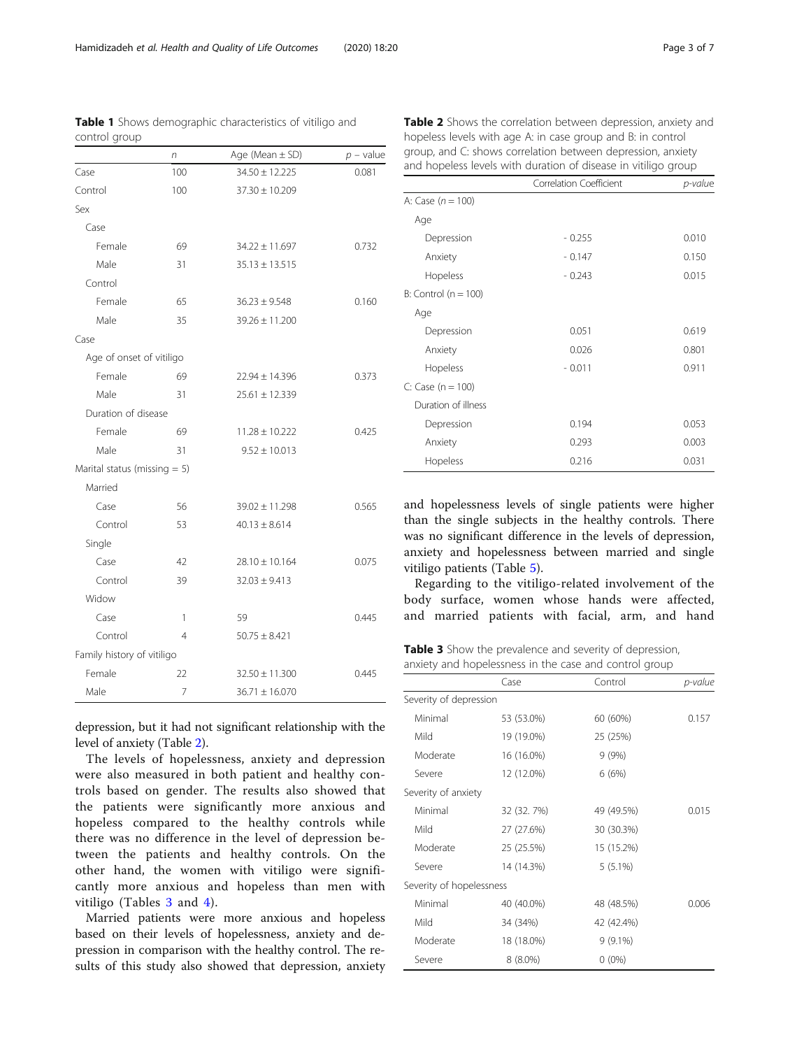**Table 1** Shows demographic characteristics of vitiligo and control group

| | n | Age (Mean ± SD) | p – value |
|---|---|---|---|
| Case | 100 | 34.50 ± 12.225 | 0.081 |
| Control | 100 | 37.30 ± 10.209 | |
| Sex | | | |
| Case | | | |
| Female | 69 | 34.22 ± 11.697 | 0.732 |
| Male | 31 | 35.13 ± 13.515 | |
| Control | | | |
| Female | 65 | 36.23 ± 9.548 | 0.160 |
| Male | 35 | 39.26 ± 11.200 | |
| Case | | | |
| Age of onset of vitiligo | | | |
| Female | 69 | 22.94 ± 14.396 | 0.373 |
| Male | 31 | 25.61 ± 12.339 | |
| Duration of disease | | | |
| Female | 69 | 11.28 ± 10.222 | 0.425 |
| Male | 31 | 9.52 ± 10.013 | |
| Marital status (missing = 5) | | | |
| Married | | | |
| Case | 56 | 39.02 ± 11.298 | 0.565 |
| Control | 53 | 40.13 ± 8.614 | |
| Single | | | |
| Case | 42 | 28.10 ± 10.164 | 0.075 |
| Control | 39 | 32.03 ± 9.413 | |
| Widow | | | |
| Case | 1 | 59 | 0.445 |
| Control | 4 | 50.75 ± 8.421 | |
| Family history of vitiligo | | | |
| Female | 22 | 32.50 ± 11.300 | 0.445 |
| Male | 7 | 36.71 ± 16.070 | |

depression, but it had not significant relationship with the level of anxiety (Table 2).

The levels of hopelessness, anxiety and depression were also measured in both patient and healthy controls based on gender. The results also showed that the patients were significantly more anxious and hopeless compared to the healthy controls while there was no difference in the level of depression between the patients and healthy controls. On the other hand, the women with vitiligo were significantly more anxious and hopeless than men with vitiligo (Tables 3 and 4).

Married patients were more anxious and hopeless based on their levels of hopelessness, anxiety and depression in comparison with the healthy control. The results of this study also showed that depression, anxiety and hopelessness levels of single patients were higher than the single subjects in the healthy controls. There was no significant difference in the levels of depression, anxiety and hopelessness between married and single vitiligo patients (Table 5).

Regarding to the vitiligo-related involvement of the body surface, women whose hands were affected, and married patients with facial, arm, and hand

**Table 2** Shows the correlation between depression, anxiety and hopeless levels with age A: in case group and B: in control group, and C: shows correlation between depression, anxiety and hopeless levels with duration of disease in vitiligo group

| | Correlation Coefficient | p-value |
|---|---|---|
| A: Case (n = 100) | | |
| Age | | |
| Depression | - 0.255 | 0.010 |
| Anxiety | - 0.147 | 0.150 |
| Hopeless | - 0.243 | 0.015 |
| B: Control (n = 100) | | |
| Age | | |
| Depression | 0.051 | 0.619 |
| Anxiety | 0.026 | 0.801 |
| Hopeless | - 0.011 | 0.911 |
| C: Case (n = 100) | | |
| Duration of illness | | |
| Depression | 0.194 | 0.053 |
| Anxiety | 0.293 | 0.003 |
| Hopeless | 0.216 | 0.031 |

**Table 3** Show the prevalence and severity of depression, anxiety and hopelessness in the case and control group

| | Case | Control | p-value |
|---|---|---|---|
| Severity of depression | | | |
| Minimal | 53 (53.0%) | 60 (60%) | 0.157 |
| Mild | 19 (19.0%) | 25 (25%) | |
| Moderate | 16 (16.0%) | 9 (9%) | |
| Severe | 12 (12.0%) | 6 (6%) | |
| Severity of anxiety | | | |
| Minimal | 32 (32. 7%) | 49 (49.5%) | 0.015 |
| Mild | 27 (27.6%) | 30 (30.3%) | |
| Moderate | 25 (25.5%) | 15 (15.2%) | |
| Severe | 14 (14.3%) | 5 (5.1%) | |
| Severity of hopelessness | | | |
| Minimal | 40 (40.0%) | 48 (48.5%) | 0.006 |
| Mild | 34 (34%) | 42 (42.4%) | |
| Moderate | 18 (18.0%) | 9 (9.1%) | |
| Severe | 8 (8.0%) | 0 (0%) | |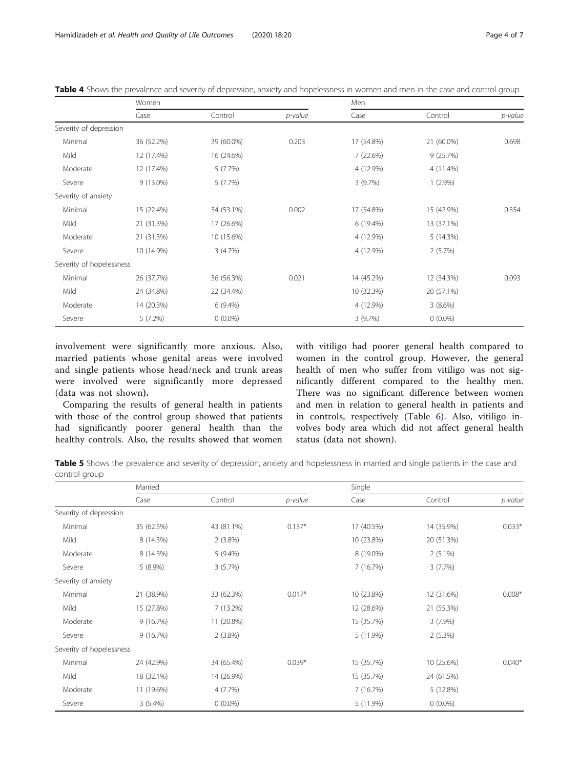**Table 4** Shows the prevalence and severity of depression, anxiety and hopelessness in women and men in the case and control group

| | Women | | | Men | | |
|---|---|---|---|---|---|---|
| | Case | Control | *p-value* | Case | Control | *p-value* |
| Severity of depression | | | | | | |
| Minimal | 36 (52.2%) | 39 (60.0%) | 0.203 | 17 (54.8%) | 21 (60.0%) | 0.698 |
| Mild | 12 (17.4%) | 16 (24.6%) | | 7 (22.6%) | 9 (25.7%) | |
| Moderate | 12 (17.4%) | 5 (7.7%) | | 4 (12.9%) | 4 (11.4%) | |
| Severe | 9 (13.0%) | 5 (7.7%) | | 3 (9.7%) | 1 (2.9%) | |
| Severity of anxiety | | | | | | |
| Minimal | 15 (22.4%) | 34 (53.1%) | 0.002 | 17 (54.8%) | 15 (42.9%) | 0.354 |
| Mild | 21 (31.3%) | 17 (26.6%) | | 6 (19.4%) | 13 (37.1%) | |
| Moderate | 21 (31.3%) | 10 (15.6%) | | 4 (12.9%) | 5 (14.3%) | |
| Severe | 10 (14.9%) | 3 (4.7%) | | 4 (12.9%) | 2 (5.7%) | |
| Severity of hopelessness | | | | | | |
| Minimal | 26 (37.7%) | 36 (56.3%) | 0.021 | 14 (45.2%) | 12 (34.3%) | 0.093 |
| Mild | 24 (34.8%) | 22 (34.4%) | | 10 (32.3%) | 20 (57.1%) | |
| Moderate | 14 (20.3%) | 6 (9.4%) | | 4 (12.9%) | 3 (8.6%) | |
| Severe | 5 (7.2%) | 0 (0.0%) | | 3 (9.7%) | 0 (0.0%) | |

involvement were significantly more anxious. Also, married patients whose genital areas were involved and single patients whose head/neck and trunk areas were involved were significantly more depressed (data was not shown).

Comparing the results of general health in patients with those of the control group showed that patients had significantly poorer general health than the healthy controls. Also, the results showed that women with vitiligo had poorer general health compared to women in the control group. However, the general health of men who suffer from vitiligo was not significantly different compared to the healthy men. There was no significant difference between women and men in relation to general health in patients and in controls, respectively (Table 6). Also, vitiligo involves body area which did not affect general health status (data not shown).

**Table 5** Shows the prevalence and severity of depression, anxiety and hopelessness in married and single patients in the case and control group

| | Married | | | Single | | |
|---|---|---|---|---|---|---|
| | Case | Control | *p-value* | Case | Control | *p-value* |
| Severity of depression | | | | | | |
| Minimal | 35 (62.5%) | 43 (81.1%) | 0.137* | 17 (40.5%) | 14 (35.9%) | 0.033* |
| Mild | 8 (14.3%) | 2 (3.8%) | | 10 (23.8%) | 20 (51.3%) | |
| Moderate | 8 (14.3%) | 5 (9.4%) | | 8 (19.0%) | 2 (5.1%) | |
| Severe | 5 (8.9%) | 3 (5.7%) | | 7 (16.7%) | 3 (7.7%) | |
| Severity of anxiety | | | | | | |
| Minimal | 21 (38.9%) | 33 (62.3%) | 0.017* | 10 (23.8%) | 12 (31.6%) | 0.008* |
| Mild | 15 (27.8%) | 7 (13.2%) | | 12 (28.6%) | 21 (55.3%) | |
| Moderate | 9 (16.7%) | 11 (20.8%) | | 15 (35.7%) | 3 (7.9%) | |
| Severe | 9 (16.7%) | 2 (3.8%) | | 5 (11.9%) | 2 (5.3%) | |
| Severity of hopelessness | | | | | | |
| Minimal | 24 (42.9%) | 34 (65.4%) | 0.039* | 15 (35.7%) | 10 (25.6%) | 0.040* |
| Mild | 18 (32.1%) | 14 (26.9%) | | 15 (35.7%) | 24 (61.5%) | |
| Moderate | 11 (19.6%) | 4 (7.7%) | | 7 (16.7%) | 5 (12.8%) | |
| Severe | 3 (5.4%) | 0 (0.0%) | | 5 (11.9%) | 0 (0.0%) | |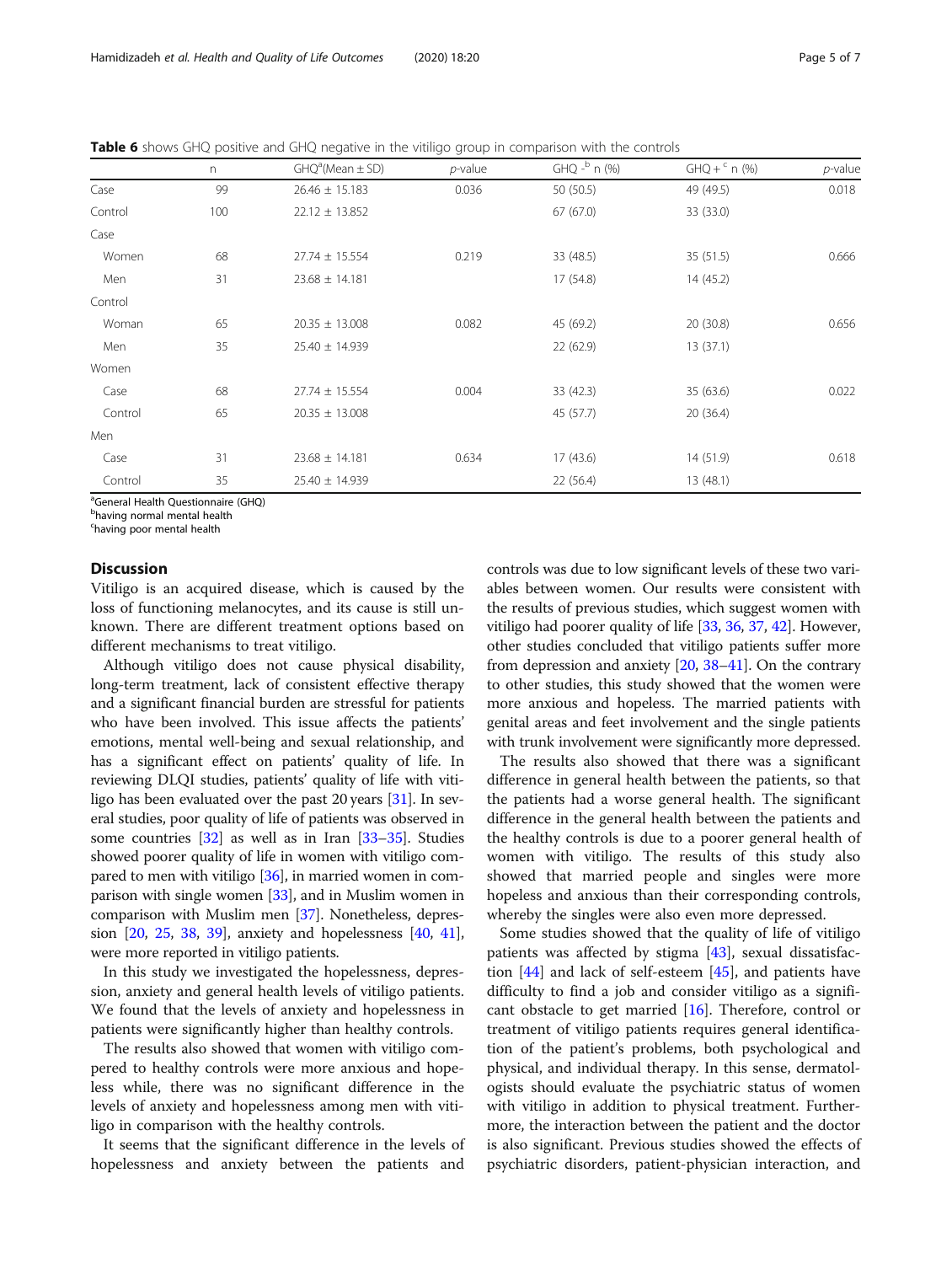**Table 6** shows GHQ positive and GHQ negative in the vitiligo group in comparison with the controls

| | n | GHQ[a](Mean ± SD) | p-value | GHQ -[b] n (%) | GHQ + [c] n (%) | p-value |
|---|---|---|---|---|---|---|
| Case | 99 | 26.46 ± 15.183 | 0.036 | 50 (50.5) | 49 (49.5) | 0.018 |
| Control | 100 | 22.12 ± 13.852 | | 67 (67.0) | 33 (33.0) | |
| Case | | | | | | |
| Women | 68 | 27.74 ± 15.554 | 0.219 | 33 (48.5) | 35 (51.5) | 0.666 |
| Men | 31 | 23.68 ± 14.181 | | 17 (54.8) | 14 (45.2) | |
| Control | | | | | | |
| Woman | 65 | 20.35 ± 13.008 | 0.082 | 45 (69.2) | 20 (30.8) | 0.656 |
| Men | 35 | 25.40 ± 14.939 | | 22 (62.9) | 13 (37.1) | |
| Women | | | | | | |
| Case | 68 | 27.74 ± 15.554 | 0.004 | 33 (42.3) | 35 (63.6) | 0.022 |
| Control | 65 | 20.35 ± 13.008 | | 45 (57.7) | 20 (36.4) | |
| Men | | | | | | |
| Case | 31 | 23.68 ± 14.181 | 0.634 | 17 (43.6) | 14 (51.9) | 0.618 |
| Control | 35 | 25.40 ± 14.939 | | 22 (56.4) | 13 (48.1) | |

[a]General Health Questionnaire (GHQ)
[b]having normal mental health
[c]having poor mental health

## Discussion

Vitiligo is an acquired disease, which is caused by the loss of functioning melanocytes, and its cause is still unknown. There are different treatment options based on different mechanisms to treat vitiligo.

Although vitiligo does not cause physical disability, long-term treatment, lack of consistent effective therapy and a significant financial burden are stressful for patients who have been involved. This issue affects the patients' emotions, mental well-being and sexual relationship, and has a significant effect on patients' quality of life. In reviewing DLQI studies, patients' quality of life with vitiligo has been evaluated over the past 20 years [31]. In several studies, poor quality of life of patients was observed in some countries [32] as well as in Iran [33–35]. Studies showed poorer quality of life in women with vitiligo compared to men with vitiligo [36], in married women in comparison with single women [33], and in Muslim women in comparison with Muslim men [37]. Nonetheless, depression [20, 25, 38, 39], anxiety and hopelessness [40, 41], were more reported in vitiligo patients.

In this study we investigated the hopelessness, depression, anxiety and general health levels of vitiligo patients. We found that the levels of anxiety and hopelessness in patients were significantly higher than healthy controls.

The results also showed that women with vitiligo compered to healthy controls were more anxious and hopeless while, there was no significant difference in the levels of anxiety and hopelessness among men with vitiligo in comparison with the healthy controls.

It seems that the significant difference in the levels of hopelessness and anxiety between the patients and controls was due to low significant levels of these two variables between women. Our results were consistent with the results of previous studies, which suggest women with vitiligo had poorer quality of life [33, 36, 37, 42]. However, other studies concluded that vitiligo patients suffer more from depression and anxiety [20, 38–41]. On the contrary to other studies, this study showed that the women were more anxious and hopeless. The married patients with genital areas and feet involvement and the single patients with trunk involvement were significantly more depressed.

The results also showed that there was a significant difference in general health between the patients, so that the patients had a worse general health. The significant difference in the general health between the patients and the healthy controls is due to a poorer general health of women with vitiligo. The results of this study also showed that married people and singles were more hopeless and anxious than their corresponding controls, whereby the singles were also even more depressed.

Some studies showed that the quality of life of vitiligo patients was affected by stigma [43], sexual dissatisfaction [44] and lack of self-esteem [45], and patients have difficulty to find a job and consider vitiligo as a significant obstacle to get married [16]. Therefore, control or treatment of vitiligo patients requires general identification of the patient's problems, both psychological and physical, and individual therapy. In this sense, dermatologists should evaluate the psychiatric status of women with vitiligo in addition to physical treatment. Furthermore, the interaction between the patient and the doctor is also significant. Previous studies showed the effects of psychiatric disorders, patient-physician interaction, and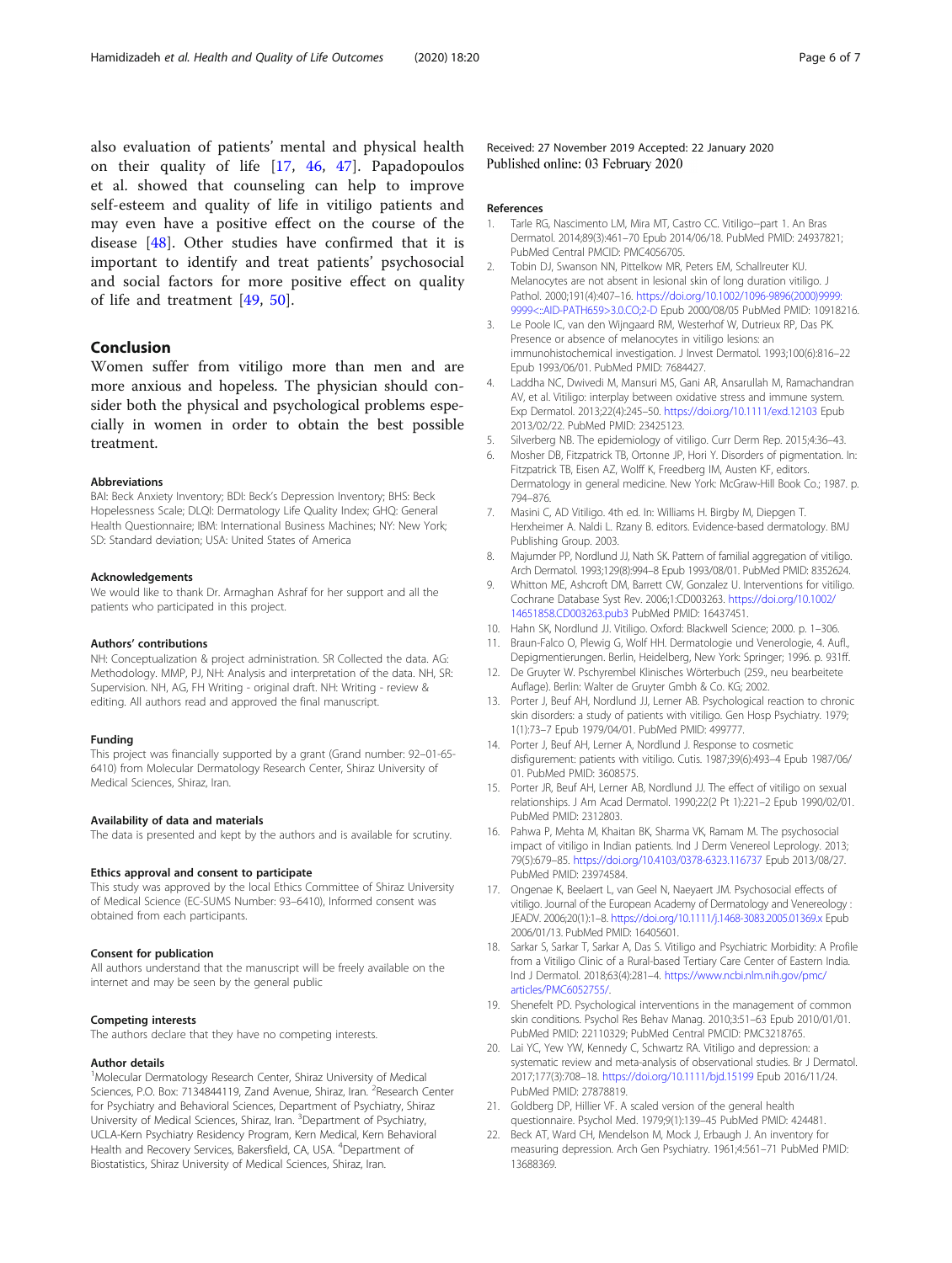also evaluation of patients' mental and physical health on their quality of life [17, 46, 47]. Papadopoulos et al. showed that counseling can help to improve self-esteem and quality of life in vitiligo patients and may even have a positive effect on the course of the disease [48]. Other studies have confirmed that it is important to identify and treat patients' psychosocial and social factors for more positive effect on quality of life and treatment [49, 50].

## Conclusion

Women suffer from vitiligo more than men and are more anxious and hopeless. The physician should consider both the physical and psychological problems especially in women in order to obtain the best possible treatment.

#### Abbreviations

BAI: Beck Anxiety Inventory; BDI: Beck's Depression Inventory; BHS: Beck Hopelessness Scale; DLQI: Dermatology Life Quality Index; GHQ: General Health Questionnaire; IBM: International Business Machines; NY: New York; SD: Standard deviation; USA: United States of America

#### Acknowledgements

We would like to thank Dr. Armaghan Ashraf for her support and all the patients who participated in this project.

#### Authors' contributions

NH: Conceptualization & project administration. SR Collected the data. AG: Methodology. MMP, PJ, NH: Analysis and interpretation of the data. NH, SR: Supervision. NH, AG, FH Writing - original draft. NH: Writing - review & editing. All authors read and approved the final manuscript.

#### Funding

This project was financially supported by a grant (Grand number: 92–01-65-6410) from Molecular Dermatology Research Center, Shiraz University of Medical Sciences, Shiraz, Iran.

#### Availability of data and materials

The data is presented and kept by the authors and is available for scrutiny.

#### Ethics approval and consent to participate

This study was approved by the local Ethics Committee of Shiraz University of Medical Science (EC-SUMS Number: 93–6410), Informed consent was obtained from each participants.

#### Consent for publication

All authors understand that the manuscript will be freely available on the internet and may be seen by the general public

#### Competing interests

The authors declare that they have no competing interests.

#### Author details

[1]Molecular Dermatology Research Center, Shiraz University of Medical Sciences, P.O. Box: 7134844119, Zand Avenue, Shiraz, Iran. [2]Research Center for Psychiatry and Behavioral Sciences, Department of Psychiatry, Shiraz University of Medical Sciences, Shiraz, Iran. [3]Department of Psychiatry, UCLA-Kern Psychiatry Residency Program, Kern Medical, Kern Behavioral Health and Recovery Services, Bakersfield, CA, USA. [4]Department of Biostatistics, Shiraz University of Medical Sciences, Shiraz, Iran.

Received: 27 November 2019 Accepted: 22 January 2020
Published online: 03 February 2020

#### References

1. Tarle RG, Nascimento LM, Mira MT, Castro CC. Vitiligo--part 1. An Bras Dermatol. 2014;89(3):461–70 Epub 2014/06/18. PubMed PMID: 24937821; PubMed Central PMCID: PMC4056705.
2. Tobin DJ, Swanson NN, Pittelkow MR, Peters EM, Schallreuter KU. Melanocytes are not absent in lesional skin of long duration vitiligo. J Pathol. 2000;191(4):407–16. https://doi.org/10.1002/1096-9896(2000)9999:9999<::AID-PATH659>3.0.CO;2-D Epub 2000/08/05 PubMed PMID: 10918216.
3. Le Poole IC, van den Wijngaard RM, Westerhof W, Dutrieux RP, Das PK. Presence or absence of melanocytes in vitiligo lesions: an immunohistochemical investigation. J Invest Dermatol. 1993;100(6):816–22 Epub 1993/06/01. PubMed PMID: 7684427.
4. Laddha NC, Dwivedi M, Mansuri MS, Gani AR, Ansarullah M, Ramachandran AV, et al. Vitiligo: interplay between oxidative stress and immune system. Exp Dermatol. 2013;22(4):245–50. https://doi.org/10.1111/exd.12103 Epub 2013/02/22. PubMed PMID: 23425123.
5. Silverberg NB. The epidemiology of vitiligo. Curr Derm Rep. 2015;4:36–43.
6. Mosher DB, Fitzpatrick TB, Ortonne JP, Hori Y. Disorders of pigmentation. In: Fitzpatrick TB, Eisen AZ, Wolff K, Freedberg IM, Austen KF, editors. Dermatology in general medicine. New York: McGraw-Hill Book Co.; 1987. p. 794–876.
7. Masini C, AD Vitiligo. 4th ed. In: Williams H. Birgby M, Diepgen T. Herxheimer A. Naldi L. Rzany B. editors. Evidence-based dermatology. BMJ Publishing Group. 2003.
8. Majumder PP, Nordlund JJ, Nath SK. Pattern of familial aggregation of vitiligo. Arch Dermatol. 1993;129(8):994–8 Epub 1993/08/01. PubMed PMID: 8352624.
9. Whitton ME, Ashcroft DM, Barrett CW, Gonzalez U. Interventions for vitiligo. Cochrane Database Syst Rev. 2006;1:CD003263. https://doi.org/10.1002/14651858.CD003263.pub3 PubMed PMID: 16437451.
10. Hahn SK, Nordlund JJ. Vitiligo. Oxford: Blackwell Science; 2000. p. 1–306.
11. Braun-Falco O, Plewig G, Wolf HH. Dermatologie und Venerologie, 4. Aufl., Depigmentierungen. Berlin, Heidelberg, New York: Springer; 1996. p. 931ff.
12. De Gruyter W. Pschyrembel Klinisches Wörterbuch (259., neu bearbeitete Auflage). Berlin: Walter de Gruyter Gmbh & Co. KG; 2002.
13. Porter J, Beuf AH, Nordlund JJ, Lerner AB. Psychological reaction to chronic skin disorders: a study of patients with vitiligo. Gen Hosp Psychiatry. 1979;1(1):73–7 Epub 1979/04/01. PubMed PMID: 499777.
14. Porter J, Beuf AH, Lerner A, Nordlund J. Response to cosmetic disfigurement: patients with vitiligo. Cutis. 1987;39(6):493–4 Epub 1987/06/01. PubMed PMID: 3608575.
15. Porter JR, Beuf AH, Lerner AB, Nordlund JJ. The effect of vitiligo on sexual relationships. J Am Acad Dermatol. 1990;22(2 Pt 1):221–2 Epub 1990/02/01. PubMed PMID: 2312803.
16. Pahwa P, Mehta M, Khaitan BK, Sharma VK, Ramam M. The psychosocial impact of vitiligo in Indian patients. Ind J Derm Venereol Leprology. 2013;79(5):679–85. https://doi.org/10.4103/0378-6323.116737 Epub 2013/08/27. PubMed PMID: 23974584.
17. Ongenae K, Beelaert L, van Geel N, Naeyaert JM. Psychosocial effects of vitiligo. Journal of the European Academy of Dermatology and Venereology : JEADV. 2006;20(1):1–8. https://doi.org/10.1111/j.1468-3083.2005.01369.x Epub 2006/01/13. PubMed PMID: 16405601.
18. Sarkar S, Sarkar T, Sarkar A, Das S. Vitiligo and Psychiatric Morbidity: A Profile from a Vitiligo Clinic of a Rural-based Tertiary Care Center of Eastern India. Ind J Dermatol. 2018;63(4):281–4. https://www.ncbi.nlm.nih.gov/pmc/articles/PMC6052755/.
19. Shenefelt PD. Psychological interventions in the management of common skin conditions. Psychol Res Behav Manag. 2010;3:51–63 Epub 2010/01/01. PubMed PMID: 22110329; PubMed Central PMCID: PMC3218765.
20. Lai YC, Yew YW, Kennedy C, Schwartz RA. Vitiligo and depression: a systematic review and meta-analysis of observational studies. Br J Dermatol. 2017;177(3):708–18. https://doi.org/10.1111/bjd.15199 Epub 2016/11/24. PubMed PMID: 27878819.
21. Goldberg DP, Hillier VF. A scaled version of the general health questionnaire. Psychol Med. 1979;9(1):139–45 PubMed PMID: 424481.
22. Beck AT, Ward CH, Mendelson M, Mock J, Erbaugh J. An inventory for measuring depression. Arch Gen Psychiatry. 1961;4:561–71 PubMed PMID: 13688369.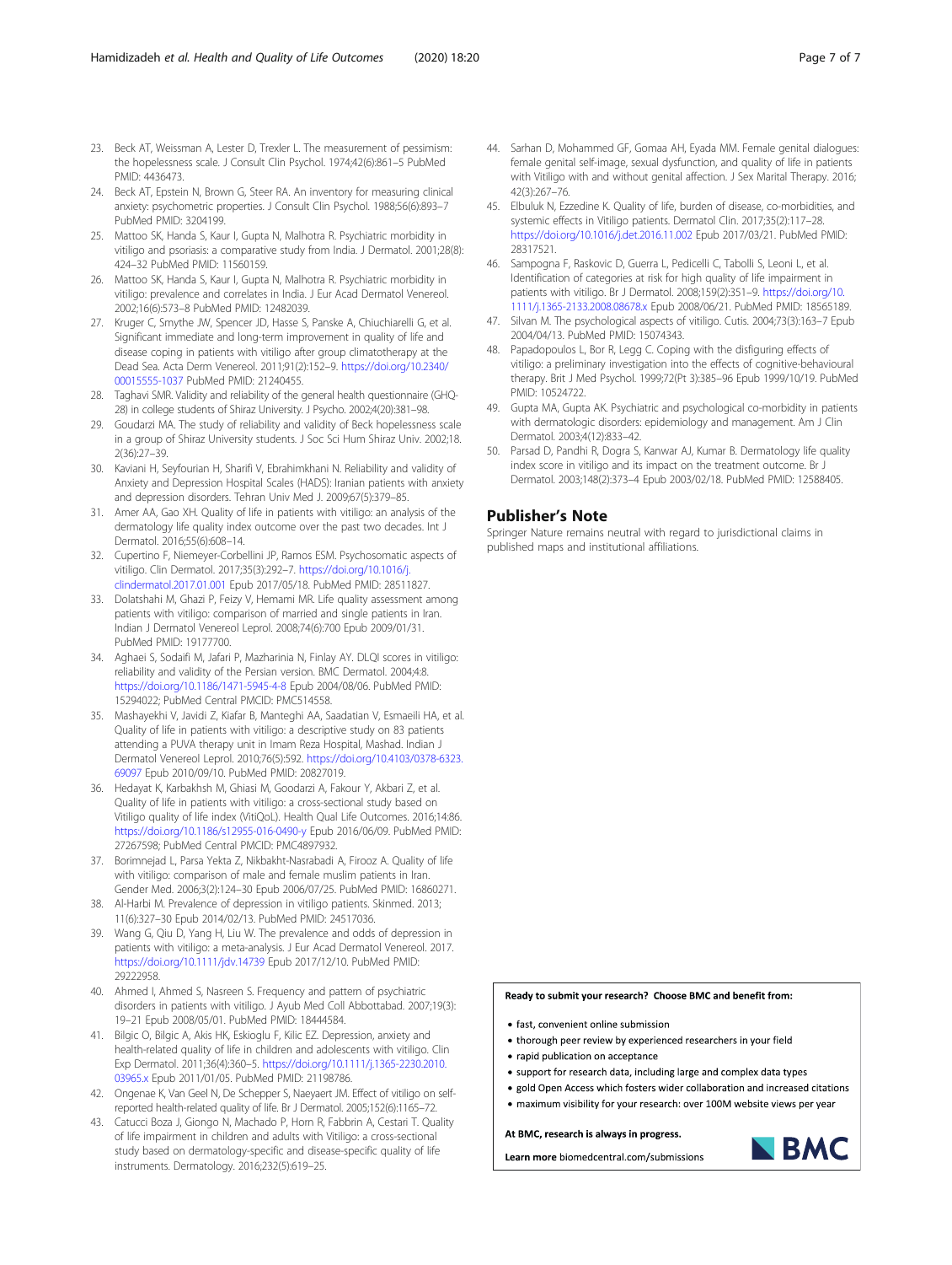23. Beck AT, Weissman A, Lester D, Trexler L. The measurement of pessimism: the hopelessness scale. J Consult Clin Psychol. 1974;42(6):861–5 PubMed PMID: 4436473.
24. Beck AT, Epstein N, Brown G, Steer RA. An inventory for measuring clinical anxiety: psychometric properties. J Consult Clin Psychol. 1988;56(6):893–7 PubMed PMID: 3204199.
25. Mattoo SK, Handa S, Kaur I, Gupta N, Malhotra R. Psychiatric morbidity in vitiligo and psoriasis: a comparative study from India. J Dermatol. 2001;28(8): 424–32 PubMed PMID: 11560159.
26. Mattoo SK, Handa S, Kaur I, Gupta N, Malhotra R. Psychiatric morbidity in vitiligo: prevalence and correlates in India. J Eur Acad Dermatol Venereol. 2002;16(6):573–8 PubMed PMID: 12482039.
27. Kruger C, Smythe JW, Spencer JD, Hasse S, Panske A, Chiuchiarelli G, et al. Significant immediate and long-term improvement in quality of life and disease coping in patients with vitiligo after group climatotherapy at the Dead Sea. Acta Derm Venereol. 2011;91(2):152–9. https://doi.org/10.2340/00015555-1037 PubMed PMID: 21240455.
28. Taghavi SMR. Validity and reliability of the general health questionnaire (GHQ-28) in college students of Shiraz University. J Psycho. 2002;4(20):381–98.
29. Goudarzi MA. The study of reliability and validity of Beck hopelessness scale in a group of Shiraz University students. J Soc Sci Hum Shiraz Univ. 2002;18. 2(36):27–39.
30. Kaviani H, Seyfourian H, Sharifi V, Ebrahimkhani N. Reliability and validity of Anxiety and Depression Hospital Scales (HADS): Iranian patients with anxiety and depression disorders. Tehran Univ Med J. 2009;67(5):379–85.
31. Amer AA, Gao XH. Quality of life in patients with vitiligo: an analysis of the dermatology life quality index outcome over the past two decades. Int J Dermatol. 2016;55(6):608–14.
32. Cupertino F, Niemeyer-Corbellini JP, Ramos ESM. Psychosomatic aspects of vitiligo. Clin Dermatol. 2017;35(3):292–7. https://doi.org/10.1016/j.clindermatol.2017.01.001 Epub 2017/05/18. PubMed PMID: 28511827.
33. Dolatshahi M, Ghazi P, Feizy V, Hemami MR. Life quality assessment among patients with vitiligo: comparison of married and single patients in Iran. Indian J Dermatol Venereol Leprol. 2008;74(6):700 Epub 2009/01/31. PubMed PMID: 19177700.
34. Aghaei S, Sodaifi M, Jafari P, Mazharinia N, Finlay AY. DLQI scores in vitiligo: reliability and validity of the Persian version. BMC Dermatol. 2004;4:8. https://doi.org/10.1186/1471-5945-4-8 Epub 2004/08/06. PubMed PMID: 15294022; PubMed Central PMCID: PMC514558.
35. Mashayekhi V, Javidi Z, Kiafar B, Manteghi AA, Saadatian V, Esmaeili HA, et al. Quality of life in patients with vitiligo: a descriptive study on 83 patients attending a PUVA therapy unit in Imam Reza Hospital, Mashad. Indian J Dermatol Venereol Leprol. 2010;76(5):592. https://doi.org/10.4103/0378-6323.69097 Epub 2010/09/10. PubMed PMID: 20827019.
36. Hedayat K, Karbakhsh M, Ghiasi M, Goodarzi A, Fakour Y, Akbari Z, et al. Quality of life in patients with vitiligo: a cross-sectional study based on Vitiligo quality of life index (VitiQoL). Health Qual Life Outcomes. 2016;14:86. https://doi.org/10.1186/s12955-016-0490-y Epub 2016/06/09. PubMed PMID: 27267598; PubMed Central PMCID: PMC4897932.
37. Borimnejad L, Parsa Yekta Z, Nikbakht-Nasrabadi A, Firooz A. Quality of life with vitiligo: comparison of male and female muslim patients in Iran. Gender Med. 2006;3(2):124–30 Epub 2006/07/25. PubMed PMID: 16860271.
38. Al-Harbi M. Prevalence of depression in vitiligo patients. Skinmed. 2013; 11(6):327–30 Epub 2014/02/13. PubMed PMID: 24517036.
39. Wang G, Qiu D, Yang H, Liu W. The prevalence and odds of depression in patients with vitiligo: a meta-analysis. J Eur Acad Dermatol Venereol. 2017. https://doi.org/10.1111/jdv.14739 Epub 2017/12/10. PubMed PMID: 29222958.
40. Ahmed I, Ahmed S, Nasreen S. Frequency and pattern of psychiatric disorders in patients with vitiligo. J Ayub Med Coll Abbottabad. 2007;19(3): 19–21 Epub 2008/05/01. PubMed PMID: 18444584.
41. Bilgic O, Bilgic A, Akis HK, Eskioglu F, Kilic EZ. Depression, anxiety and health-related quality of life in children and adolescents with vitiligo. Clin Exp Dermatol. 2011;36(4):360–5. https://doi.org/10.1111/j.1365-2230.2010.03965.x Epub 2011/01/05. PubMed PMID: 21198786.
42. Ongenae K, Van Geel N, De Schepper S, Naeyaert JM. Effect of vitiligo on self-reported health-related quality of life. Br J Dermatol. 2005;152(6):1165–72.
43. Catucci Boza J, Giongo N, Machado P, Horn R, Fabbrin A, Cestari T. Quality of life impairment in children and adults with Vitiligo: a cross-sectional study based on dermatology-specific and disease-specific quality of life instruments. Dermatology. 2016;232(5):619–25.
44. Sarhan D, Mohammed GF, Gomaa AH, Eyada MM. Female genital dialogues: female genital self-image, sexual dysfunction, and quality of life in patients with Vitiligo with and without genital affection. J Sex Marital Therapy. 2016; 42(3):267–76.
45. Elbuluk N, Ezzedine K. Quality of life, burden of disease, co-morbidities, and systemic effects in Vitiligo patients. Dermatol Clin. 2017;35(2):117–28. https://doi.org/10.1016/j.det.2016.11.002 Epub 2017/03/21. PubMed PMID: 28317521.
46. Sampogna F, Raskovic D, Guerra L, Pedicelli C, Tabolli S, Leoni L, et al. Identification of categories at risk for high quality of life impairment in patients with vitiligo. Br J Dermatol. 2008;159(2):351–9. https://doi.org/10.1111/j.1365-2133.2008.08678.x Epub 2008/06/21. PubMed PMID: 18565189.
47. Silvan M. The psychological aspects of vitiligo. Cutis. 2004;73(3):163–7 Epub 2004/04/13. PubMed PMID: 15074343.
48. Papadopoulos L, Bor R, Legg C. Coping with the disfiguring effects of vitiligo: a preliminary investigation into the effects of cognitive-behavioural therapy. Brit J Med Psychol. 1999;72(Pt 3):385–96 Epub 1999/10/19. PubMed PMID: 10524722.
49. Gupta MA, Gupta AK. Psychiatric and psychological co-morbidity in patients with dermatologic disorders: epidemiology and management. Am J Clin Dermatol. 2003;4(12):833–42.
50. Parsad D, Pandhi R, Dogra S, Kanwar AJ, Kumar B. Dermatology life quality index score in vitiligo and its impact on the treatment outcome. Br J Dermatol. 2003;148(2):373–4 Epub 2003/02/18. PubMed PMID: 12588405.

## Publisher's Note

Springer Nature remains neutral with regard to jurisdictional claims in published maps and institutional affiliations.

**Ready to submit your research? Choose BMC and benefit from:**

- fast, convenient online submission
- thorough peer review by experienced researchers in your field
- rapid publication on acceptance
- support for research data, including large and complex data types
- gold Open Access which fosters wider collaboration and increased citations
- maximum visibility for your research: over 100M website views per year

**At BMC, research is always in progress.**

**Learn more** biomedcentral.com/submissions

BMC